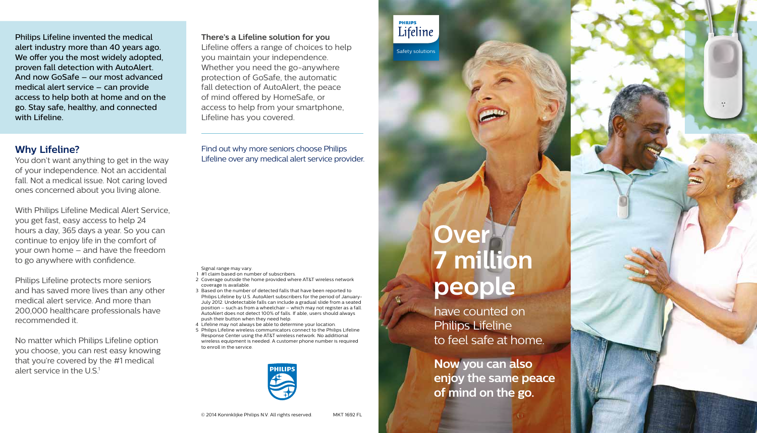**Philips Lifeline invented the medical alert industry more than 40 years ago. We offer you the most widely adopted, proven fall detection with AutoAlert. And now GoSafe – our most advanced medical alert service – can provide access to help both at home and on the go. Stay safe, healthy, and connected with Lifeline.**

## Why Lifeline?

You don't want anything to get in the way of your independence. Not an accidental fall. Not a medical issue. Not caring loved ones concerned about you living alone.

With Philips Lifeline Medical Alert Service, you get fast, easy access to help 24 hours a day, 365 days a year. So you can continue to enjoy life in the comfort of your own home – and have the freedom to go anywhere with confidence.

Philips Lifeline protects more seniors and has saved more lives than any other medical alert service. And more than 200,000 healthcare professionals have recommended it.

No matter which Philips Lifeline option you choose, you can rest easy knowing that you're covered by the #1 medical alert service in the U.S.[1]

**There's a Lifeline solution for you**

Lifeline offers a range of choices to help you maintain your independence. Whether you need the go-anywhere protection of GoSafe, the automatic fall detection of AutoAlert, the peace of mind offered by HomeSafe, or access to help from your smartphone, Lifeline has you covered.

Find out why more seniors choose Philips Lifeline over any medical alert service provider.

Signal range may vary.

1. #1 claim based on number of subscribers.
2. Coverage outside the home provided where AT&T wireless network coverage is available.
3. Based on the number of detected falls that have been reported to Philips Lifeline by U.S. AutoAlert subscribers for the period of January-July 2012. Undetectable falls can include a gradual slide from a seated position – such as from a wheelchair – which may not register as a fall. AutoAlert does not detect 100% of falls. If able, users should always push their button when they need help.
4. Lifeline may not always be able to determine your location.
5. Philips Lifeline wireless communicators connect to the Philips Lifeline Response Center using the AT&T wireless network. No additional wireless equipment is needed. A customer phone number is required to enroll in the service.

PHILIPS

© 2014 Koninklijke Philips N.V. All rights reserved. MKT 1692 FL

PHILIPS Lifeline

Safety solutions

# Over 7 million people

have counted on Philips Lifeline to feel safe at home.

**Now you can also enjoy the same peace of mind on the go.**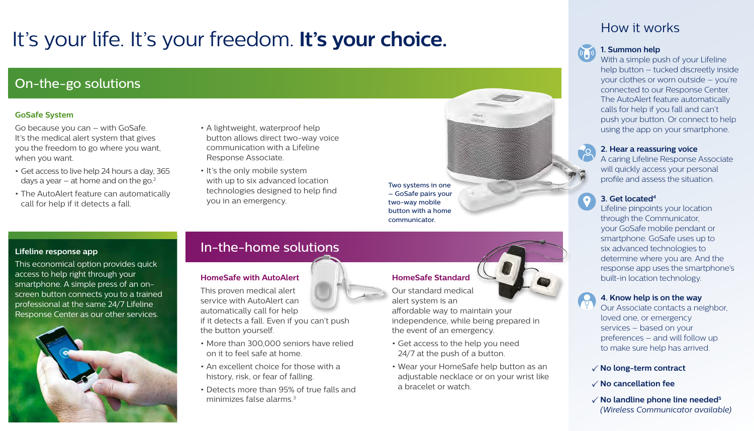# It's your life. It's your freedom. **It's your choice.**

## On-the-go solutions

### GoSafe System

Go because you can – with GoSafe. It's the medical alert system that gives you the freedom to go where you want, when you want.

- Get access to live help 24 hours a day, 365 days a year – at home and on the go.[2]
- The AutoAlert feature can automatically call for help if it detects a fall.
- A lightweight, waterproof help button allows direct two-way voice communication with a Lifeline Response Associate.
- It's the only mobile system with up to six advanced location technologies designed to help find you in an emergency.

Two systems in one – GoSafe pairs your two-way mobile button with a home communicator.

### Lifeline response app

This economical option provides quick access to help right through your smartphone. A simple press of an on-screen button connects you to a trained professional at the same 24/7 Lifeline Response Center as our other services.

## In-the-home solutions

### HomeSafe with AutoAlert

This proven medical alert service with AutoAlert can automatically call for help if it detects a fall. Even if you can't push the button yourself.

- More than 300,000 seniors have relied on it to feel safe at home.
- An excellent choice for those with a history, risk, or fear of falling.
- Detects more than 95% of true falls and minimizes false alarms.[3]

### HomeSafe Standard

Our standard medical alert system is an affordable way to maintain your independence, while being prepared in the event of an emergency.

- Get access to the help you need 24/7 at the push of a button.
- Wear your HomeSafe help button as an adjustable necklace or on your wrist like a bracelet or watch.

## How it works

**1. Summon help**
With a simple push of your Lifeline help button – tucked discreetly inside your clothes or worn outside – you're connected to our Response Center. The AutoAlert feature automatically calls for help if you fall and can't push your button. Or connect to help using the app on your smartphone.

**2. Hear a reassuring voice**
A caring Lifeline Response Associate will quickly access your personal profile and assess the situation.

**3. Get located[4]**
Lifeline pinpoints your location through the Communicator, your GoSafe mobile pendant or smartphone. GoSafe uses up to six advanced technologies to determine where you are. And the response app uses the smartphone's built-in location technology.

**4. Know help is on the way**
Our Associate contacts a neighbor, loved one, or emergency services – based on your preferences – and will follow up to make sure help has arrived.

✓ **No long-term contract**

✓ **No cancellation fee**

✓ **No landline phone line needed[5]**
*(Wireless Communicator available)*